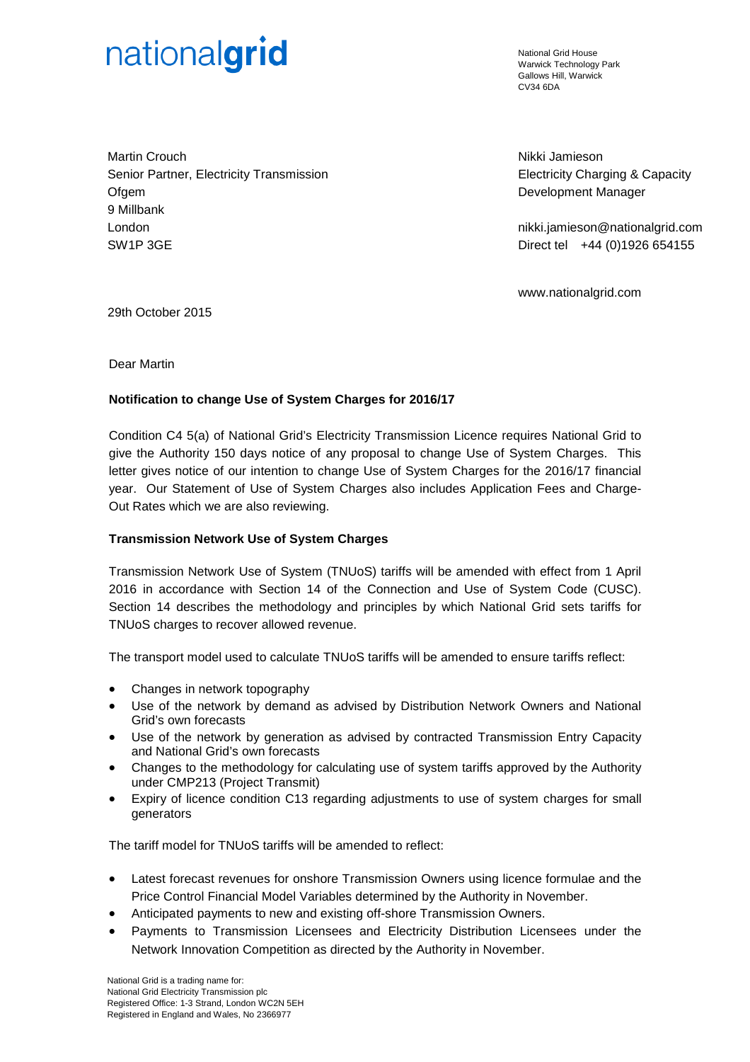nationalgrid

National Grid House
Warwick Technology Park
Gallows Hill, Warwick
CV34 6DA

Martin Crouch
Senior Partner, Electricity Transmission
Ofgem
9 Millbank
London
SW1P 3GE

Nikki Jamieson
Electricity Charging & Capacity Development Manager

nikki.jamieson@nationalgrid.com
Direct tel +44 (0)1926 654155

www.nationalgrid.com

29th October 2015

Dear Martin

**Notification to change Use of System Charges for 2016/17**

Condition C4 5(a) of National Grid's Electricity Transmission Licence requires National Grid to give the Authority 150 days notice of any proposal to change Use of System Charges. This letter gives notice of our intention to change Use of System Charges for the 2016/17 financial year. Our Statement of Use of System Charges also includes Application Fees and Charge-Out Rates which we are also reviewing.

**Transmission Network Use of System Charges**

Transmission Network Use of System (TNUoS) tariffs will be amended with effect from 1 April 2016 in accordance with Section 14 of the Connection and Use of System Code (CUSC). Section 14 describes the methodology and principles by which National Grid sets tariffs for TNUoS charges to recover allowed revenue.

The transport model used to calculate TNUoS tariffs will be amended to ensure tariffs reflect:

- Changes in network topography
- Use of the network by demand as advised by Distribution Network Owners and National Grid's own forecasts
- Use of the network by generation as advised by contracted Transmission Entry Capacity and National Grid's own forecasts
- Changes to the methodology for calculating use of system tariffs approved by the Authority under CMP213 (Project Transmit)
- Expiry of licence condition C13 regarding adjustments to use of system charges for small generators

The tariff model for TNUoS tariffs will be amended to reflect:

- Latest forecast revenues for onshore Transmission Owners using licence formulae and the Price Control Financial Model Variables determined by the Authority in November.
- Anticipated payments to new and existing off-shore Transmission Owners.
- Payments to Transmission Licensees and Electricity Distribution Licensees under the Network Innovation Competition as directed by the Authority in November.

National Grid is a trading name for:
National Grid Electricity Transmission plc
Registered Office: 1-3 Strand, London WC2N 5EH
Registered in England and Wales, No 2366977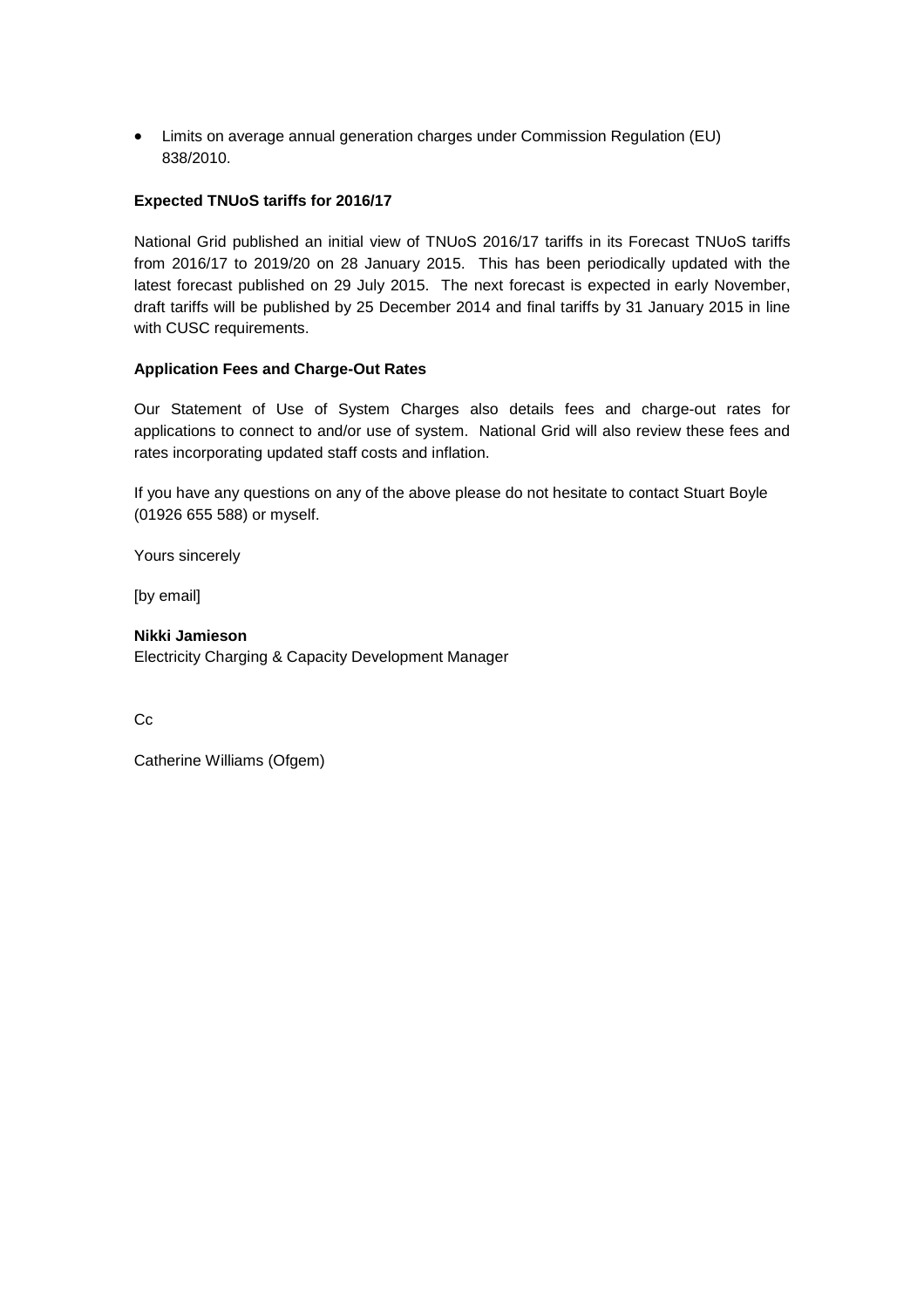- Limits on average annual generation charges under Commission Regulation (EU) 838/2010.

**Expected TNUoS tariffs for 2016/17**

National Grid published an initial view of TNUoS 2016/17 tariffs in its Forecast TNUoS tariffs from 2016/17 to 2019/20 on 28 January 2015. This has been periodically updated with the latest forecast published on 29 July 2015. The next forecast is expected in early November, draft tariffs will be published by 25 December 2014 and final tariffs by 31 January 2015 in line with CUSC requirements.

**Application Fees and Charge-Out Rates**

Our Statement of Use of System Charges also details fees and charge-out rates for applications to connect to and/or use of system. National Grid will also review these fees and rates incorporating updated staff costs and inflation.

If you have any questions on any of the above please do not hesitate to contact Stuart Boyle (01926 655 588) or myself.

Yours sincerely

[by email]

**Nikki Jamieson**
Electricity Charging & Capacity Development Manager

Cc

Catherine Williams (Ofgem)